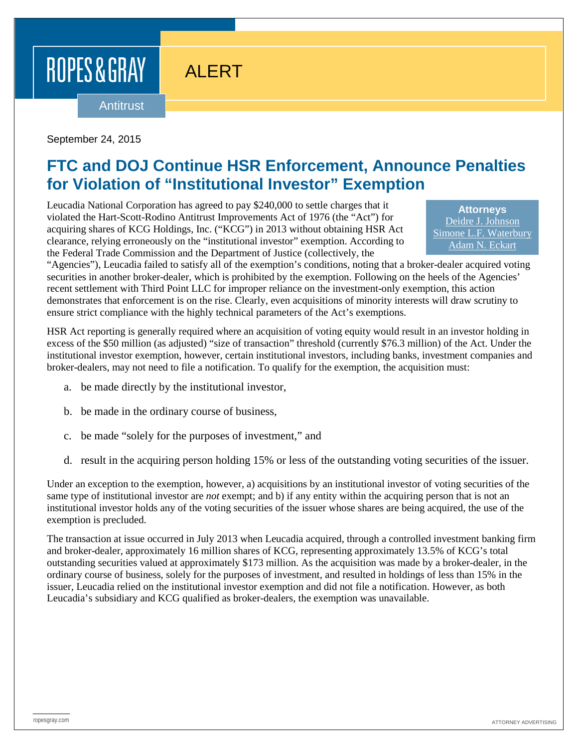ROPES & GRAY

ALERT

Antitrust

September 24, 2015

# FTC and DOJ Continue HSR Enforcement, Announce Penalties for Violation of "Institutional Investor" Exemption

**Attorneys**
Deidre J. Johnson
Simone L.F. Waterbury
Adam N. Eckart

Leucadia National Corporation has agreed to pay $240,000 to settle charges that it violated the Hart-Scott-Rodino Antitrust Improvements Act of 1976 (the "Act") for acquiring shares of KCG Holdings, Inc. ("KCG") in 2013 without obtaining HSR Act clearance, relying erroneously on the "institutional investor" exemption. According to the Federal Trade Commission and the Department of Justice (collectively, the "Agencies"), Leucadia failed to satisfy all of the exemption's conditions, noting that a broker-dealer acquired voting securities in another broker-dealer, which is prohibited by the exemption. Following on the heels of the Agencies' recent settlement with Third Point LLC for improper reliance on the investment-only exemption, this action demonstrates that enforcement is on the rise. Clearly, even acquisitions of minority interests will draw scrutiny to ensure strict compliance with the highly technical parameters of the Act's exemptions.

HSR Act reporting is generally required where an acquisition of voting equity would result in an investor holding in excess of the $50 million (as adjusted) "size of transaction" threshold (currently $76.3 million) of the Act. Under the institutional investor exemption, however, certain institutional investors, including banks, investment companies and broker-dealers, may not need to file a notification. To qualify for the exemption, the acquisition must:

a. be made directly by the institutional investor,

b. be made in the ordinary course of business,

c. be made "solely for the purposes of investment," and

d. result in the acquiring person holding 15% or less of the outstanding voting securities of the issuer.

Under an exception to the exemption, however, a) acquisitions by an institutional investor of voting securities of the same type of institutional investor are *not* exempt; and b) if any entity within the acquiring person that is not an institutional investor holds any of the voting securities of the issuer whose shares are being acquired, the use of the exemption is precluded.

The transaction at issue occurred in July 2013 when Leucadia acquired, through a controlled investment banking firm and broker-dealer, approximately 16 million shares of KCG, representing approximately 13.5% of KCG's total outstanding securities valued at approximately $173 million. As the acquisition was made by a broker-dealer, in the ordinary course of business, solely for the purposes of investment, and resulted in holdings of less than 15% in the issuer, Leucadia relied on the institutional investor exemption and did not file a notification. However, as both Leucadia's subsidiary and KCG qualified as broker-dealers, the exemption was unavailable.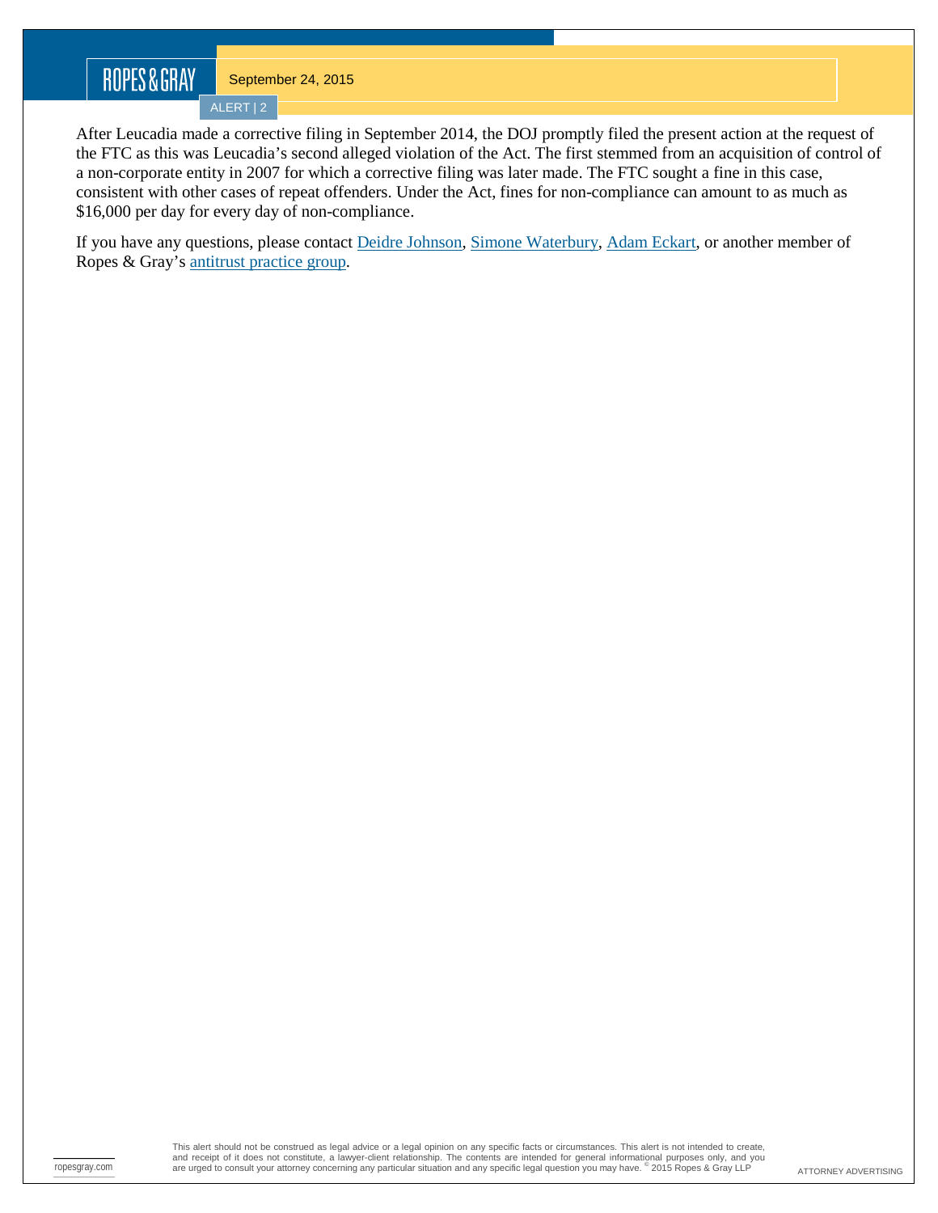After Leucadia made a corrective filing in September 2014, the DOJ promptly filed the present action at the request of the FTC as this was Leucadia's second alleged violation of the Act. The first stemmed from an acquisition of control of a non-corporate entity in 2007 for which a corrective filing was later made. The FTC sought a fine in this case, consistent with other cases of repeat offenders. Under the Act, fines for non-compliance can amount to as much as $16,000 per day for every day of non-compliance.

If you have any questions, please contact Deidre Johnson, Simone Waterbury, Adam Eckart, or another member of Ropes & Gray's antitrust practice group.

This alert should not be construed as legal advice or a legal opinion on any specific facts or circumstances. This alert is not intended to create, and receipt of it does not constitute, a lawyer-client relationship. The contents are intended for general informational purposes only, and you are urged to consult your attorney concerning any particular situation and any specific legal question you may have. © 2015 Ropes & Gray LLP

ATTORNEY ADVERTISING